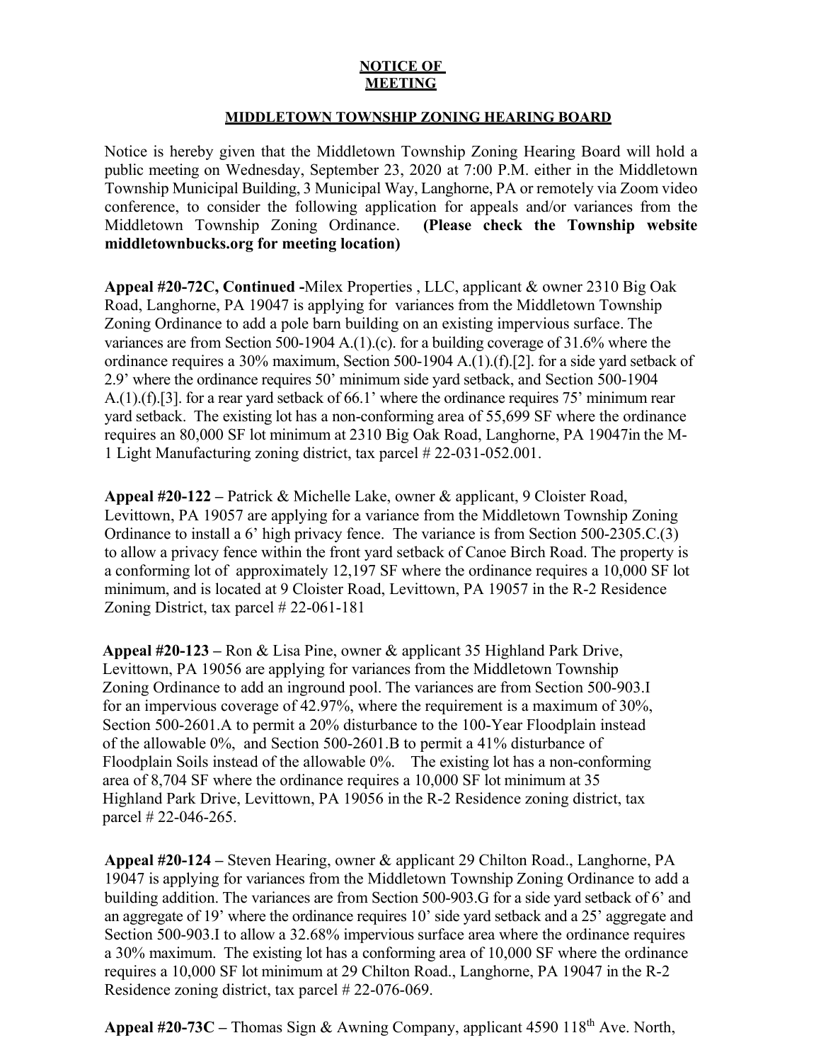**NOTICE OF MEETING**

**MIDDLETOWN TOWNSHIP ZONING HEARING BOARD**

Notice is hereby given that the Middletown Township Zoning Hearing Board will hold a public meeting on Wednesday, September 23, 2020 at 7:00 P.M. either in the Middletown Township Municipal Building, 3 Municipal Way, Langhorne, PA or remotely via Zoom video conference, to consider the following application for appeals and/or variances from the Middletown Township Zoning Ordinance. **(Please check the Township website middletownbucks.org for meeting location)**

**Appeal #20-72C, Continued -**Milex Properties , LLC, applicant & owner 2310 Big Oak Road, Langhorne, PA 19047 is applying for variances from the Middletown Township Zoning Ordinance to add a pole barn building on an existing impervious surface. The variances are from Section 500-1904 A.(1).(c). for a building coverage of 31.6% where the ordinance requires a 30% maximum, Section 500-1904 A.(1).(f).[2]. for a side yard setback of 2.9' where the ordinance requires 50' minimum side yard setback, and Section 500-1904 A.(1).(f).[3]. for a rear yard setback of 66.1' where the ordinance requires 75' minimum rear yard setback. The existing lot has a non-conforming area of 55,699 SF where the ordinance requires an 80,000 SF lot minimum at 2310 Big Oak Road, Langhorne, PA 19047in the M-1 Light Manufacturing zoning district, tax parcel # 22-031-052.001.

**Appeal #20-122 –** Patrick & Michelle Lake, owner & applicant, 9 Cloister Road, Levittown, PA 19057 are applying for a variance from the Middletown Township Zoning Ordinance to install a 6' high privacy fence. The variance is from Section 500-2305.C.(3) to allow a privacy fence within the front yard setback of Canoe Birch Road. The property is a conforming lot of approximately 12,197 SF where the ordinance requires a 10,000 SF lot minimum, and is located at 9 Cloister Road, Levittown, PA 19057 in the R-2 Residence Zoning District, tax parcel # 22-061-181

**Appeal #20-123 –** Ron & Lisa Pine, owner & applicant 35 Highland Park Drive, Levittown, PA 19056 are applying for variances from the Middletown Township Zoning Ordinance to add an inground pool. The variances are from Section 500-903.I for an impervious coverage of 42.97%, where the requirement is a maximum of 30%, Section 500-2601.A to permit a 20% disturbance to the 100-Year Floodplain instead of the allowable 0%, and Section 500-2601.B to permit a 41% disturbance of Floodplain Soils instead of the allowable 0%. The existing lot has a non-conforming area of 8,704 SF where the ordinance requires a 10,000 SF lot minimum at 35 Highland Park Drive, Levittown, PA 19056 in the R-2 Residence zoning district, tax parcel # 22-046-265.

**Appeal #20-124 –** Steven Hearing, owner & applicant 29 Chilton Road., Langhorne, PA 19047 is applying for variances from the Middletown Township Zoning Ordinance to add a building addition. The variances are from Section 500-903.G for a side yard setback of 6' and an aggregate of 19' where the ordinance requires 10' side yard setback and a 25' aggregate and Section 500-903.I to allow a 32.68% impervious surface area where the ordinance requires a 30% maximum. The existing lot has a conforming area of 10,000 SF where the ordinance requires a 10,000 SF lot minimum at 29 Chilton Road., Langhorne, PA 19047 in the R-2 Residence zoning district, tax parcel # 22-076-069.

**Appeal #20-73C –** Thomas Sign & Awning Company, applicant 4590 118th Ave. North,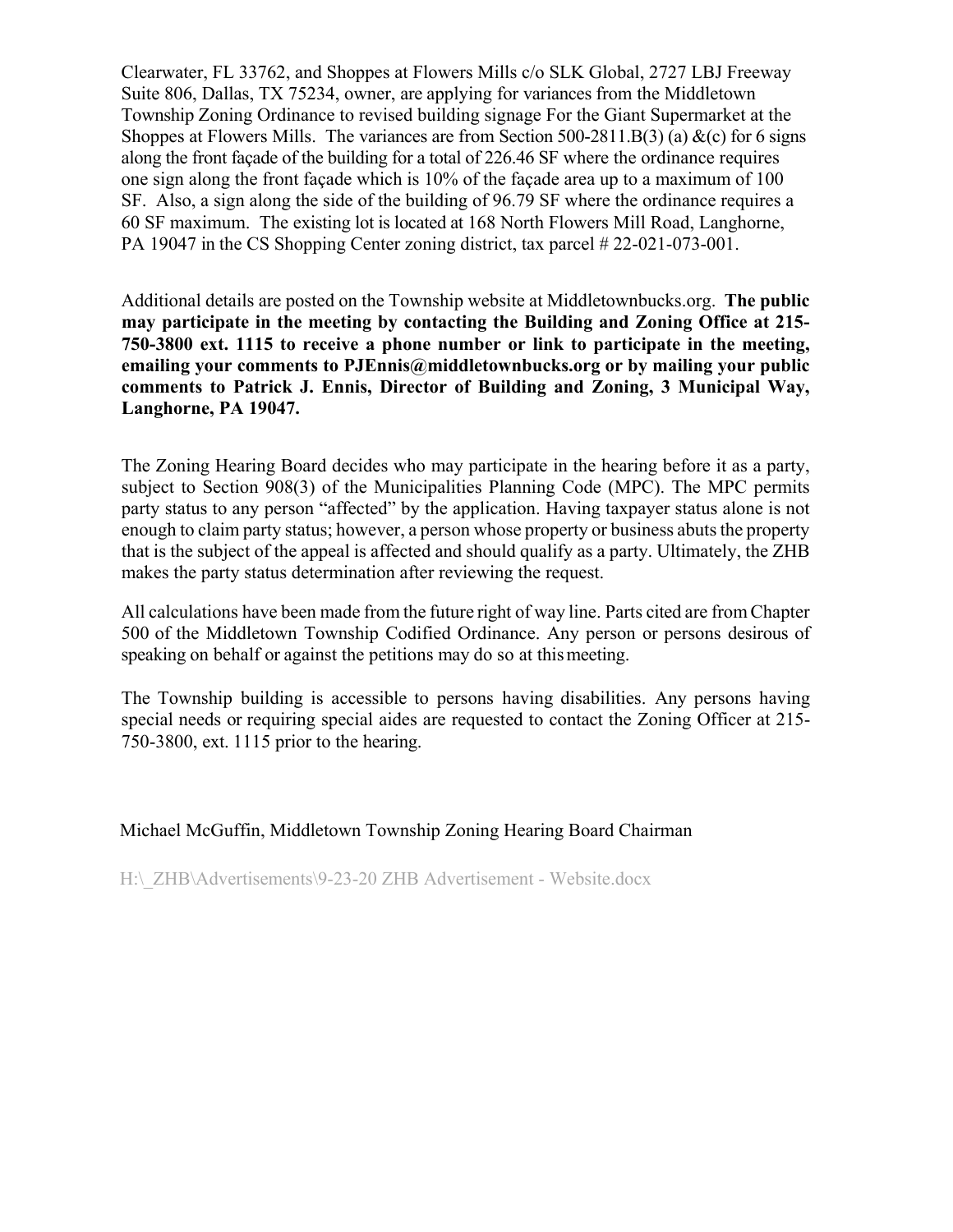Clearwater, FL 33762, and Shoppes at Flowers Mills c/o SLK Global, 2727 LBJ Freeway Suite 806, Dallas, TX 75234, owner, are applying for variances from the Middletown Township Zoning Ordinance to revised building signage For the Giant Supermarket at the Shoppes at Flowers Mills. The variances are from Section 500-2811.B(3) (a) &(c) for 6 signs along the front façade of the building for a total of 226.46 SF where the ordinance requires one sign along the front façade which is 10% of the façade area up to a maximum of 100 SF. Also, a sign along the side of the building of 96.79 SF where the ordinance requires a 60 SF maximum. The existing lot is located at 168 North Flowers Mill Road, Langhorne, PA 19047 in the CS Shopping Center zoning district, tax parcel # 22-021-073-001.

Additional details are posted on the Township website at Middletownbucks.org. **The public may participate in the meeting by contacting the Building and Zoning Office at 215-750-3800 ext. 1115 to receive a phone number or link to participate in the meeting, emailing your comments to PJEnnis@middletownbucks.org or by mailing your public comments to Patrick J. Ennis, Director of Building and Zoning, 3 Municipal Way, Langhorne, PA 19047.**

The Zoning Hearing Board decides who may participate in the hearing before it as a party, subject to Section 908(3) of the Municipalities Planning Code (MPC). The MPC permits party status to any person "affected" by the application. Having taxpayer status alone is not enough to claim party status; however, a person whose property or business abuts the property that is the subject of the appeal is affected and should qualify as a party. Ultimately, the ZHB makes the party status determination after reviewing the request.

All calculations have been made from the future right of way line. Parts cited are from Chapter 500 of the Middletown Township Codified Ordinance. Any person or persons desirous of speaking on behalf or against the petitions may do so at this meeting.

The Township building is accessible to persons having disabilities. Any persons having special needs or requiring special aides are requested to contact the Zoning Officer at 215-750-3800, ext. 1115 prior to the hearing.

Michael McGuffin, Middletown Township Zoning Hearing Board Chairman

H:\_ZHB\Advertisements\9-23-20 ZHB Advertisement - Website.docx